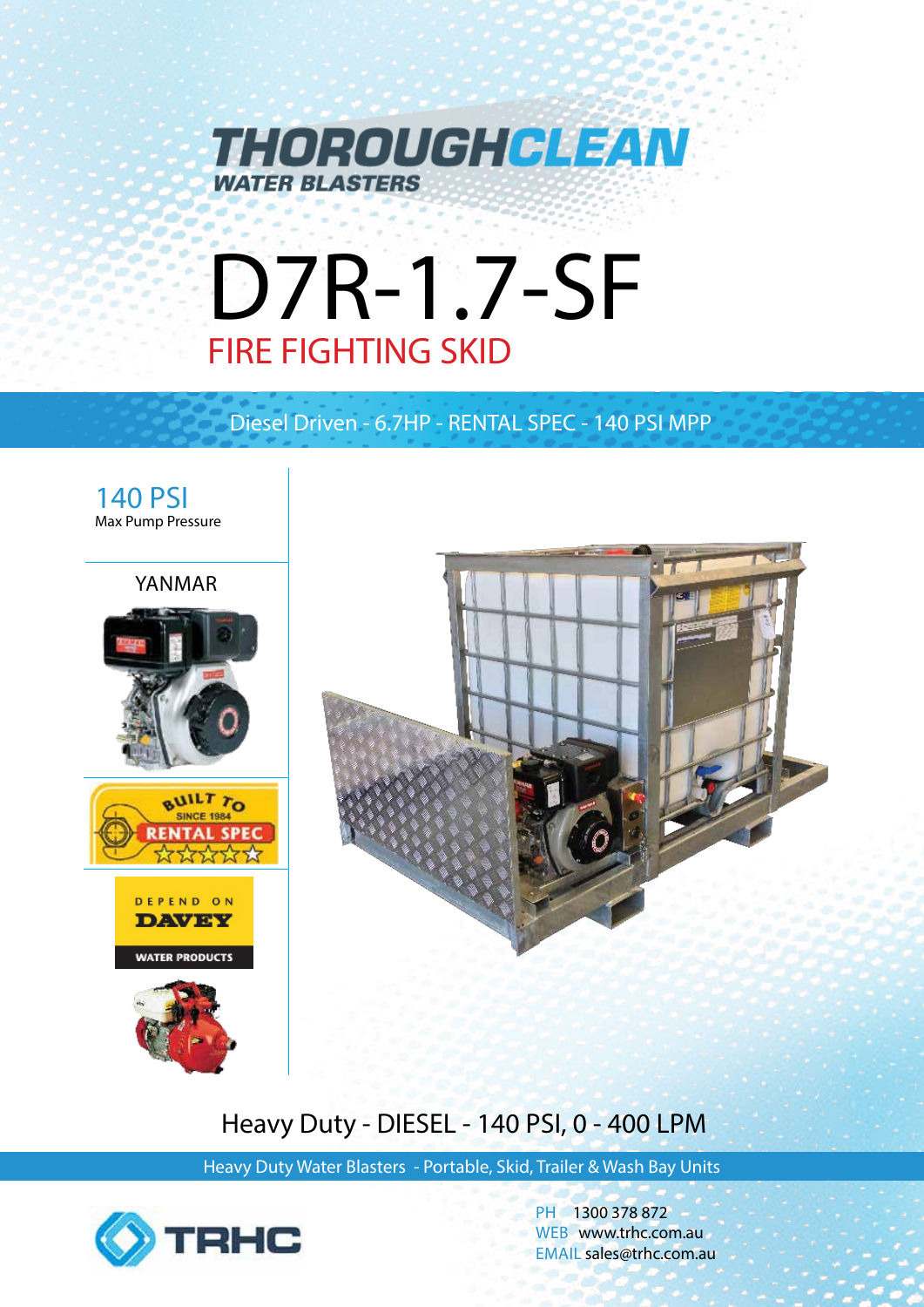# THOROUGHCLEAN

WATER BLASTERS

# D7R-1.7-SF

## FIRE FIGHTING SKID

Diesel Driven - 6.7HP - RENTAL SPEC - 140 PSI MPP

**140 PSI**
Max Pump Pressure

YANMAR

BUILT TO RENTAL SPEC SINCE 1984

DEPEND ON DAVEY WATER PRODUCTS

## Heavy Duty - DIESEL - 140 PSI, 0 - 400 LPM

Heavy Duty Water Blasters - Portable, Skid, Trailer & Wash Bay Units

TRHC

PH 1300 378 872
WEB www.trhc.com.au
EMAIL sales@trhc.com.au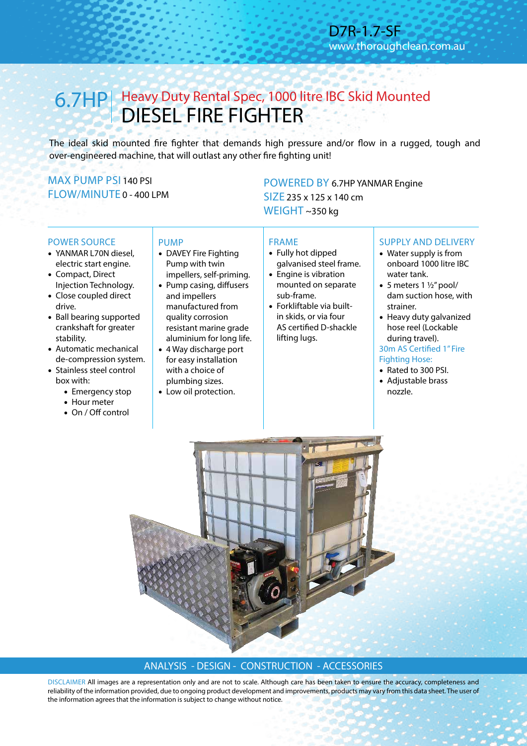D7R-1.7-SF
www.thoroughclean.com.au

# 6.7HP | Heavy Duty Rental Spec, 1000 litre IBC Skid Mounted DIESEL FIRE FIGHTER

The ideal skid mounted fire fighter that demands high pressure and/or flow in a rugged, tough and over-engineered machine, that will outlast any other fire fighting unit!

MAX PUMP PSI 140 PSI
FLOW/MINUTE 0 - 400 LPM

POWERED BY 6.7HP YANMAR Engine
SIZE 235 x 125 x 140 cm
WEIGHT ~350 kg

### POWER SOURCE

- YANMAR L70N diesel, electric start engine.
- Compact, Direct Injection Technology.
- Close coupled direct drive.
- Ball bearing supported crankshaft for greater stability.
- Automatic mechanical de-compression system.
- Stainless steel control box with:
  - Emergency stop
  - Hour meter
  - On / Off control

### PUMP

- DAVEY Fire Fighting Pump with twin impellers, self-priming.
- Pump casing, diffusers and impellers manufactured from quality corrosion resistant marine grade aluminium for long life.
- 4 Way discharge port for easy installation with a choice of plumbing sizes.
- Low oil protection.

### FRAME

- Fully hot dipped galvanised steel frame.
- Engine is vibration mounted on separate sub-frame.
- Forkliftable via built-in skids, or via four AS certified D-shackle lifting lugs.

### SUPPLY AND DELIVERY

- Water supply is from onboard 1000 litre IBC water tank.
- 5 meters 1 ½" pool/ dam suction hose, with strainer.
- Heavy duty galvanized hose reel (Lockable during travel).

30m AS Certified 1" Fire Fighting Hose:

- Rated to 300 PSI.
- Adjustable brass nozzle.

ANALYSIS - DESIGN - CONSTRUCTION - ACCESSORIES

DISCLAIMER All images are a representation only and are not to scale. Although care has been taken to ensure the accuracy, completeness and reliability of the information provided, due to ongoing product development and improvements, products may vary from this data sheet. The user of the information agrees that the information is subject to change without notice.